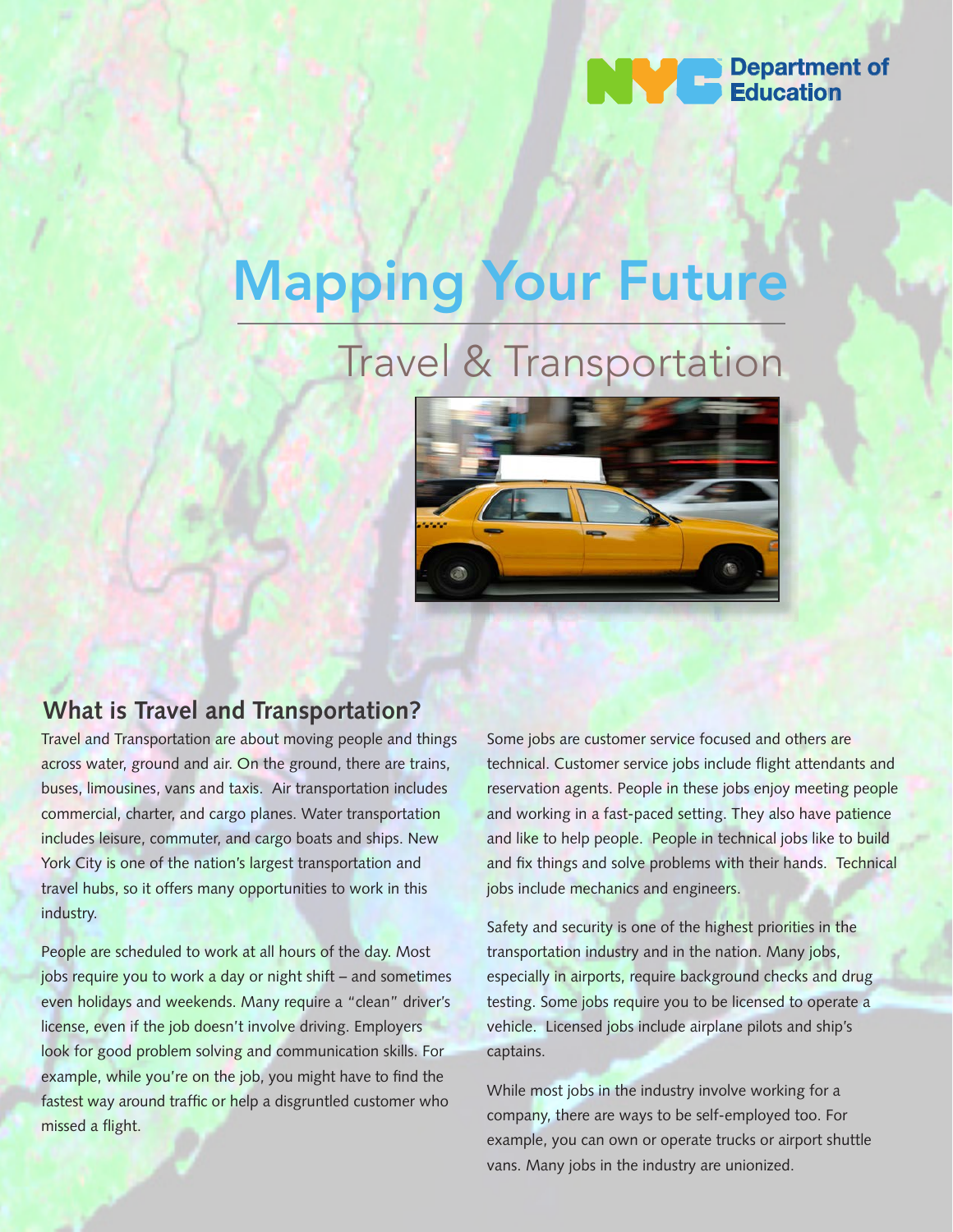NYC Department of Education

# Mapping Your Future

## Travel & Transportation

### What is Travel and Transportation?

Travel and Transportation are about moving people and things across water, ground and air. On the ground, there are trains, buses, limousines, vans and taxis. Air transportation includes commercial, charter, and cargo planes. Water transportation includes leisure, commuter, and cargo boats and ships. New York City is one of the nation's largest transportation and travel hubs, so it offers many opportunities to work in this industry.

People are scheduled to work at all hours of the day. Most jobs require you to work a day or night shift – and sometimes even holidays and weekends. Many require a "clean" driver's license, even if the job doesn't involve driving. Employers look for good problem solving and communication skills. For example, while you're on the job, you might have to find the fastest way around traffic or help a disgruntled customer who missed a flight.

Some jobs are customer service focused and others are technical. Customer service jobs include flight attendants and reservation agents. People in these jobs enjoy meeting people and working in a fast-paced setting. They also have patience and like to help people. People in technical jobs like to build and fix things and solve problems with their hands. Technical jobs include mechanics and engineers.

Safety and security is one of the highest priorities in the transportation industry and in the nation. Many jobs, especially in airports, require background checks and drug testing. Some jobs require you to be licensed to operate a vehicle. Licensed jobs include airplane pilots and ship's captains.

While most jobs in the industry involve working for a company, there are ways to be self-employed too. For example, you can own or operate trucks or airport shuttle vans. Many jobs in the industry are unionized.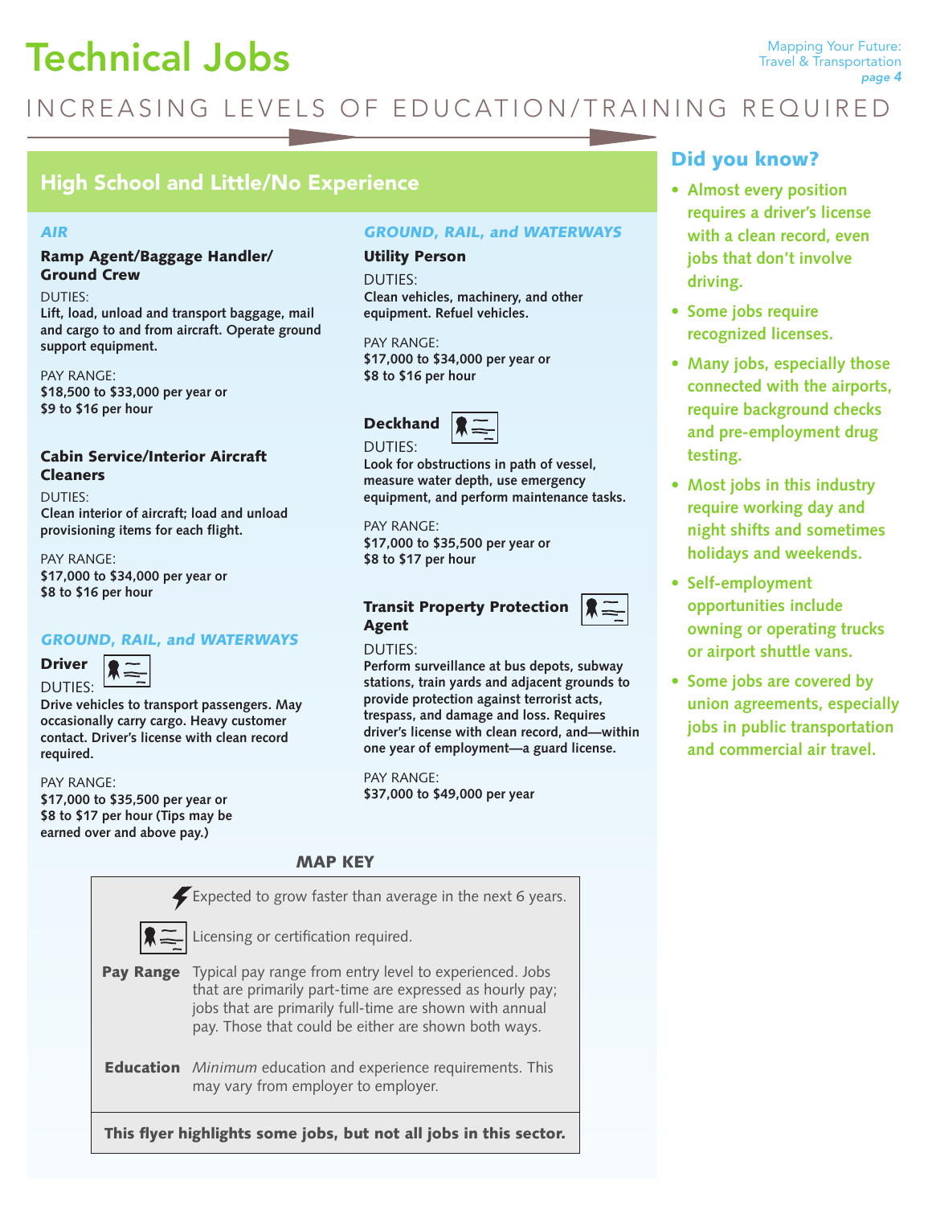# Technical Jobs

INCREASING LEVELS OF EDUCATION/TRAINING REQUIRED

## High School and Little/No Experience

### *AIR*

**Ramp Agent/Baggage Handler/ Ground Crew**

DUTIES:
**Lift, load, unload and transport baggage, mail and cargo to and from aircraft. Operate ground support equipment.**

PAY RANGE:
**$18,500 to $33,000 per year or $9 to $16 per hour**

**Cabin Service/Interior Aircraft Cleaners**

DUTIES:
**Clean interior of aircraft; load and unload provisioning items for each flight.**

PAY RANGE:
**$17,000 to $34,000 per year or $8 to $16 per hour**

### *GROUND, RAIL, and WATERWAYS*

**Driver** (Licensing or certification required)

DUTIES:
**Drive vehicles to transport passengers. May occasionally carry cargo. Heavy customer contact. Driver's license with clean record required.**

PAY RANGE:
**$17,000 to $35,500 per year or $8 to $17 per hour (Tips may be earned over and above pay.)**

### *GROUND, RAIL, and WATERWAYS*

**Utility Person**

DUTIES:
**Clean vehicles, machinery, and other equipment. Refuel vehicles.**

PAY RANGE:
**$17,000 to $34,000 per year or $8 to $16 per hour**

**Deckhand** (Licensing or certification required)

DUTIES:
**Look for obstructions in path of vessel, measure water depth, use emergency equipment, and perform maintenance tasks.**

PAY RANGE:
**$17,000 to $35,500 per year or $8 to $17 per hour**

**Transit Property Protection Agent** (Licensing or certification required)

DUTIES:
**Perform surveillance at bus depots, subway stations, train yards and adjacent grounds to provide protection against terrorist acts, trespass, and damage and loss. Requires driver's license with clean record, and—within one year of employment—a guard license.**

PAY RANGE:
**$37,000 to $49,000 per year**

### MAP KEY

- ⚡ Expected to grow faster than average in the next 6 years.
- [License icon] Licensing or certification required.
- **Pay Range** — Typical pay range from entry level to experienced. Jobs that are primarily part-time are expressed as hourly pay; jobs that are primarily full-time are shown with annual pay. Those that could be either are shown both ways.
- **Education** — *Minimum* education and experience requirements. This may vary from employer to employer.

**This flyer highlights some jobs, but not all jobs in this sector.**

## Did you know?

- **Almost every position requires a driver's license with a clean record, even jobs that don't involve driving.**
- **Some jobs require recognized licenses.**
- **Many jobs, especially those connected with the airports, require background checks and pre-employment drug testing.**
- **Most jobs in this industry require working day and night shifts and sometimes holidays and weekends.**
- **Self-employment opportunities include owning or operating trucks or airport shuttle vans.**
- **Some jobs are covered by union agreements, especially jobs in public transportation and commercial air travel.**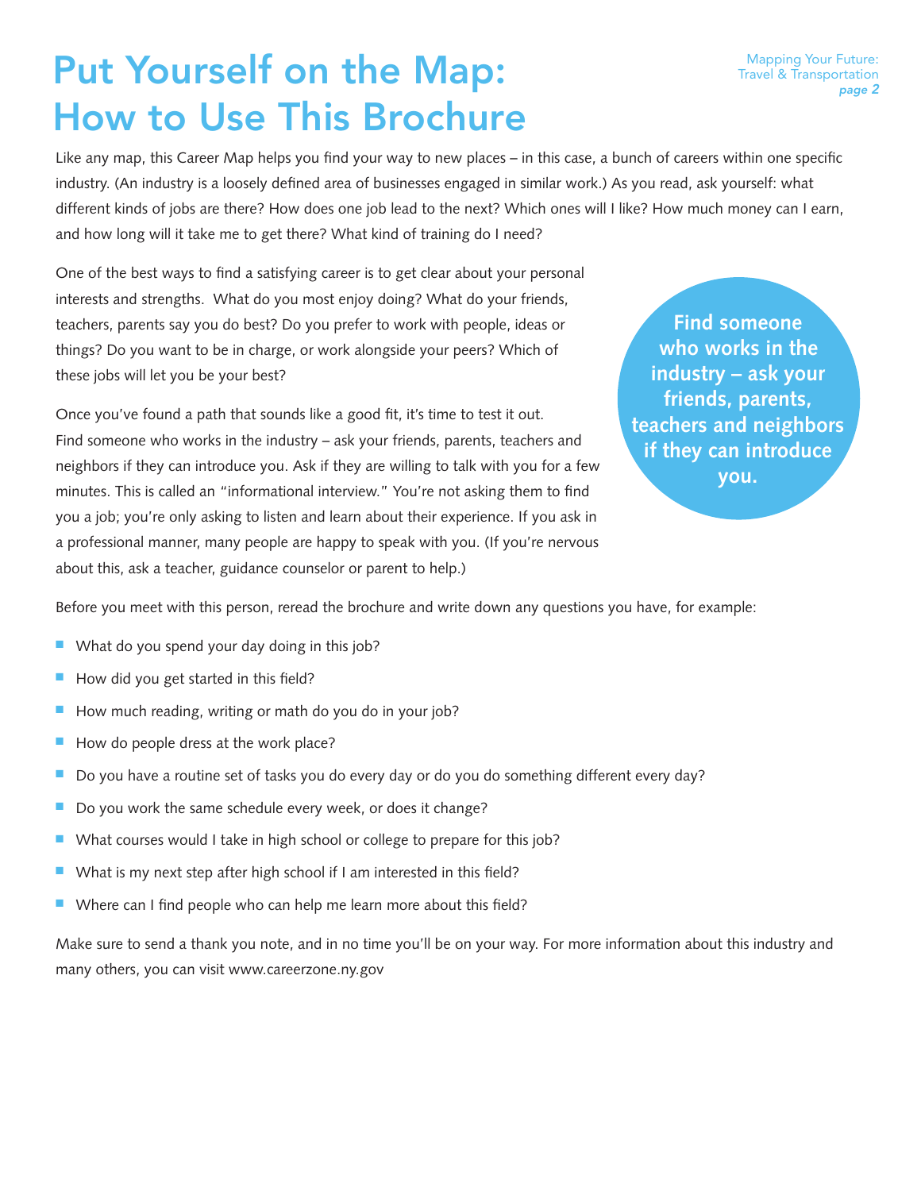# Put Yourself on the Map: How to Use This Brochure

Like any map, this Career Map helps you find your way to new places – in this case, a bunch of careers within one specific industry. (An industry is a loosely defined area of businesses engaged in similar work.) As you read, ask yourself: what different kinds of jobs are there? How does one job lead to the next? Which ones will I like? How much money can I earn, and how long will it take me to get there? What kind of training do I need?

One of the best ways to find a satisfying career is to get clear about your personal interests and strengths. What do you most enjoy doing? What do your friends, teachers, parents say you do best? Do you prefer to work with people, ideas or things? Do you want to be in charge, or work alongside your peers? Which of these jobs will let you be your best?

**Find someone who works in the industry – ask your friends, parents, teachers and neighbors if they can introduce you.**

Once you've found a path that sounds like a good fit, it's time to test it out. Find someone who works in the industry – ask your friends, parents, teachers and neighbors if they can introduce you. Ask if they are willing to talk with you for a few minutes. This is called an "informational interview." You're not asking them to find you a job; you're only asking to listen and learn about their experience. If you ask in a professional manner, many people are happy to speak with you. (If you're nervous about this, ask a teacher, guidance counselor or parent to help.)

Before you meet with this person, reread the brochure and write down any questions you have, for example:

- What do you spend your day doing in this job?
- How did you get started in this field?
- How much reading, writing or math do you do in your job?
- How do people dress at the work place?
- Do you have a routine set of tasks you do every day or do you do something different every day?
- Do you work the same schedule every week, or does it change?
- What courses would I take in high school or college to prepare for this job?
- What is my next step after high school if I am interested in this field?
- Where can I find people who can help me learn more about this field?

Make sure to send a thank you note, and in no time you'll be on your way. For more information about this industry and many others, you can visit www.careerzone.ny.gov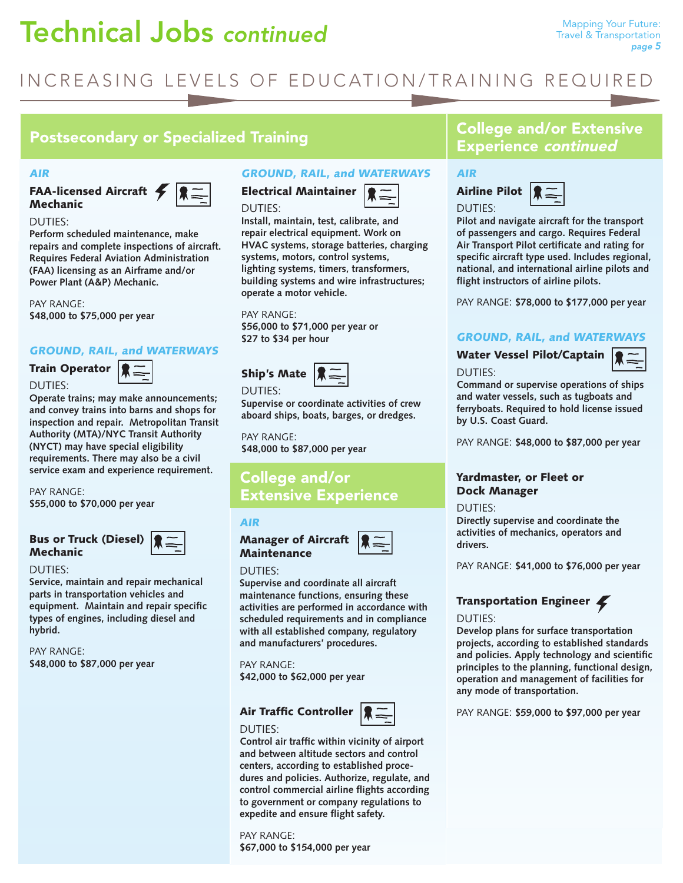# Technical Jobs *continued*

INCREASING LEVELS OF EDUCATION/TRAINING REQUIRED

## Postsecondary or Specialized Training

### *AIR*

**FAA-licensed Aircraft Mechanic**

DUTIES:
**Perform scheduled maintenance, make repairs and complete inspections of aircraft. Requires Federal Aviation Administration (FAA) licensing as an Airframe and/or Power Plant (A&P) Mechanic.**

PAY RANGE:
**$48,000 to $75,000 per year**

### *GROUND, RAIL, and WATERWAYS*

**Train Operator**

DUTIES:
**Operate trains; may make announcements; and convey trains into barns and shops for inspection and repair. Metropolitan Transit Authority (MTA)/NYC Transit Authority (NYCT) may have special eligibility requirements. There may also be a civil service exam and experience requirement.**

PAY RANGE:
**$55,000 to $70,000 per year**

**Bus or Truck (Diesel) Mechanic**

DUTIES:
**Service, maintain and repair mechanical parts in transportation vehicles and equipment. Maintain and repair specific types of engines, including diesel and hybrid.**

PAY RANGE:
**$48,000 to $87,000 per year**

### *GROUND, RAIL, and WATERWAYS*

**Electrical Maintainer**

DUTIES:
**Install, maintain, test, calibrate, and repair electrical equipment. Work on HVAC systems, storage batteries, charging systems, motors, control systems, lighting systems, timers, transformers, building systems and wire infrastructures; operate a motor vehicle.**

PAY RANGE:
**$56,000 to $71,000 per year or $27 to $34 per hour**

**Ship's Mate**

DUTIES:
**Supervise or coordinate activities of crew aboard ships, boats, barges, or dredges.**

PAY RANGE:
**$48,000 to $87,000 per year**

## College and/or Extensive Experience

### *AIR*

**Manager of Aircraft Maintenance**

DUTIES:
**Supervise and coordinate all aircraft maintenance functions, ensuring these activities are performed in accordance with scheduled requirements and in compliance with all established company, regulatory and manufacturers' procedures.**

PAY RANGE:
**$42,000 to $62,000 per year**

**Air Traffic Controller**

DUTIES:
**Control air traffic within vicinity of airport and between altitude sectors and control centers, according to established procedures and policies. Authorize, regulate, and control commercial airline flights according to government or company regulations to expedite and ensure flight safety.**

PAY RANGE:
**$67,000 to $154,000 per year**

## College and/or Extensive Experience *continued*

### *AIR*

**Airline Pilot**

DUTIES:
**Pilot and navigate aircraft for the transport of passengers and cargo. Requires Federal Air Transport Pilot certificate and rating for specific aircraft type used. Includes regional, national, and international airline pilots and flight instructors of airline pilots.**

PAY RANGE: **$78,000 to $177,000 per year**

### *GROUND, RAIL, and WATERWAYS*

**Water Vessel Pilot/Captain**

DUTIES:
**Command or supervise operations of ships and water vessels, such as tugboats and ferryboats. Required to hold license issued by U.S. Coast Guard.**

PAY RANGE: **$48,000 to $87,000 per year**

**Yardmaster, or Fleet or Dock Manager**

DUTIES:
**Directly supervise and coordinate the activities of mechanics, operators and drivers.**

PAY RANGE: **$41,000 to $76,000 per year**

**Transportation Engineer**

DUTIES:
**Develop plans for surface transportation projects, according to established standards and policies. Apply technology and scientific principles to the planning, functional design, operation and management of facilities for any mode of transportation.**

PAY RANGE: **$59,000 to $97,000 per year**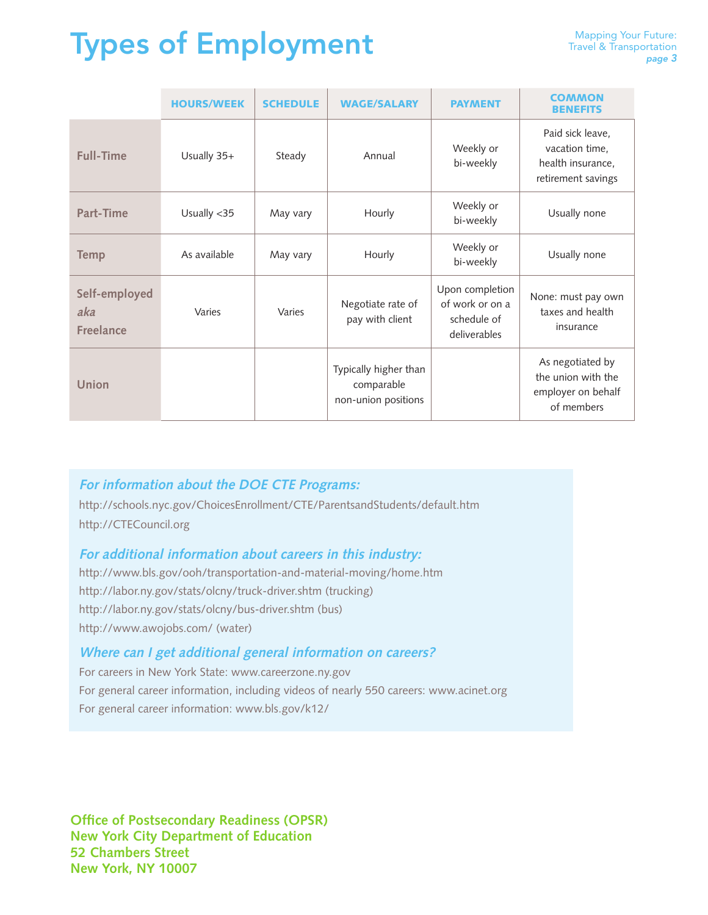# Types of Employment

| | HOURS/WEEK | SCHEDULE | WAGE/SALARY | PAYMENT | COMMON BENEFITS |
|---|---|---|---|---|---|
| **Full-Time** | Usually 35+ | Steady | Annual | Weekly or bi-weekly | Paid sick leave, vacation time, health insurance, retirement savings |
| **Part-Time** | Usually <35 | May vary | Hourly | Weekly or bi-weekly | Usually none |
| **Temp** | As available | May vary | Hourly | Weekly or bi-weekly | Usually none |
| **Self-employed *aka* Freelance** | Varies | Varies | Negotiate rate of pay with client | Upon completion of work or on a schedule of deliverables | None: must pay own taxes and health insurance |
| **Union** | | | Typically higher than comparable non-union positions | | As negotiated by the union with the employer on behalf of members |

***For information about the DOE CTE Programs:***

http://schools.nyc.gov/ChoicesEnrollment/CTE/ParentsandStudents/default.htm

http://CTECouncil.org

***For additional information about careers in this industry:***

http://www.bls.gov/ooh/transportation-and-material-moving/home.htm

http://labor.ny.gov/stats/olcny/truck-driver.shtm (trucking)

http://labor.ny.gov/stats/olcny/bus-driver.shtm (bus)

http://www.awojobs.com/ (water)

***Where can I get additional general information on careers?***

For careers in New York State: www.careerzone.ny.gov

For general career information, including videos of nearly 550 careers: www.acinet.org

For general career information: www.bls.gov/k12/

**Office of Postsecondary Readiness (OPSR)**
**New York City Department of Education**
**52 Chambers Street**
**New York, NY 10007**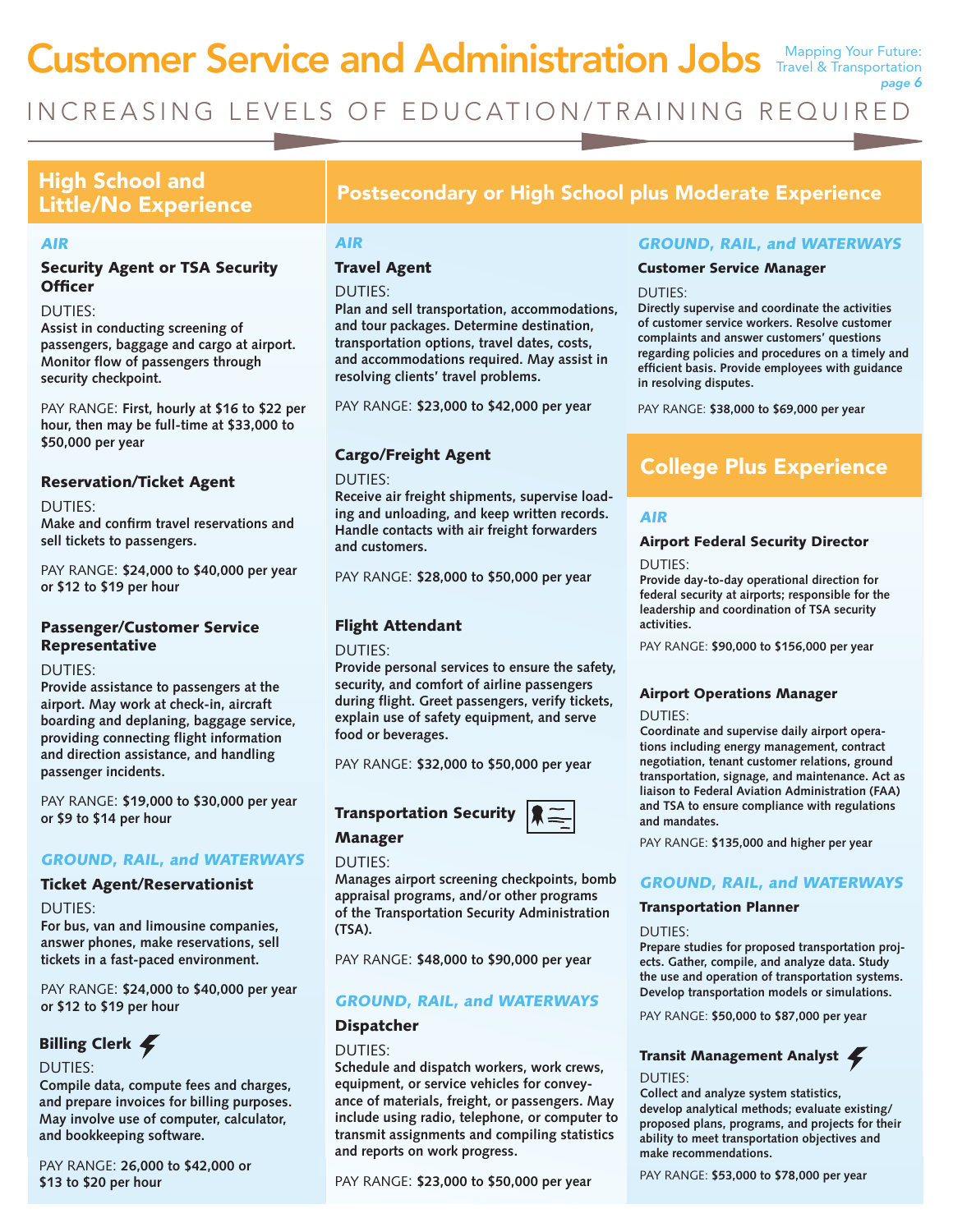# Customer Service and Administration Jobs

INCREASING LEVELS OF EDUCATION/TRAINING REQUIRED

## High School and Little/No Experience

### *AIR*

#### Security Agent or TSA Security Officer

DUTIES:
**Assist in conducting screening of passengers, baggage and cargo at airport. Monitor flow of passengers through security checkpoint.**

PAY RANGE: **First, hourly at $16 to $22 per hour, then may be full-time at $33,000 to $50,000 per year**

#### Reservation/Ticket Agent

DUTIES:
**Make and confirm travel reservations and sell tickets to passengers.**

PAY RANGE: **$24,000 to $40,000 per year or $12 to $19 per hour**

#### Passenger/Customer Service Representative

DUTIES:
**Provide assistance to passengers at the airport. May work at check-in, aircraft boarding and deplaning, baggage service, providing connecting flight information and direction assistance, and handling passenger incidents.**

PAY RANGE: **$19,000 to $30,000 per year or $9 to $14 per hour**

### *GROUND, RAIL, and WATERWAYS*

#### Ticket Agent/Reservationist

DUTIES:
**For bus, van and limousine companies, answer phones, make reservations, sell tickets in a fast-paced environment.**

PAY RANGE: **$24,000 to $40,000 per year or $12 to $19 per hour**

#### Billing Clerk

DUTIES:
**Compile data, compute fees and charges, and prepare invoices for billing purposes. May involve use of computer, calculator, and bookkeeping software.**

PAY RANGE: **26,000 to $42,000 or $13 to $20 per hour**

## Postsecondary or High School plus Moderate Experience

### *AIR*

#### Travel Agent

DUTIES:
**Plan and sell transportation, accommodations, and tour packages. Determine destination, transportation options, travel dates, costs, and accommodations required. May assist in resolving clients' travel problems.**

PAY RANGE: **$23,000 to $42,000 per year**

#### Cargo/Freight Agent

DUTIES:
**Receive air freight shipments, supervise loading and unloading, and keep written records. Handle contacts with air freight forwarders and customers.**

PAY RANGE: **$28,000 to $50,000 per year**

#### Flight Attendant

DUTIES:
**Provide personal services to ensure the safety, security, and comfort of airline passengers during flight. Greet passengers, verify tickets, explain use of safety equipment, and serve food or beverages.**

PAY RANGE: **$32,000 to $50,000 per year**

#### Transportation Security Manager

DUTIES:
**Manages airport screening checkpoints, bomb appraisal programs, and/or other programs of the Transportation Security Administration (TSA).**

PAY RANGE: **$48,000 to $90,000 per year**

### *GROUND, RAIL, and WATERWAYS*

#### Dispatcher

DUTIES:
**Schedule and dispatch workers, work crews, equipment, or service vehicles for conveyance of materials, freight, or passengers. May include using radio, telephone, or computer to transmit assignments and compiling statistics and reports on work progress.**

PAY RANGE: **$23,000 to $50,000 per year**

#### Customer Service Manager

DUTIES:
**Directly supervise and coordinate the activities of customer service workers. Resolve customer complaints and answer customers' questions regarding policies and procedures on a timely and efficient basis. Provide employees with guidance in resolving disputes.**

PAY RANGE: **$38,000 to $69,000 per year**

## College Plus Experience

### *AIR*

#### Airport Federal Security Director

DUTIES:
**Provide day-to-day operational direction for federal security at airports; responsible for the leadership and coordination of TSA security activities.**

PAY RANGE: **$90,000 to $156,000 per year**

#### Airport Operations Manager

DUTIES:
**Coordinate and supervise daily airport operations including energy management, contract negotiation, tenant customer relations, ground transportation, signage, and maintenance. Act as liaison to Federal Aviation Administration (FAA) and TSA to ensure compliance with regulations and mandates.**

PAY RANGE: **$135,000 and higher per year**

### *GROUND, RAIL, and WATERWAYS*

#### Transportation Planner

DUTIES:
**Prepare studies for proposed transportation projects. Gather, compile, and analyze data. Study the use and operation of transportation systems. Develop transportation models or simulations.**

PAY RANGE: **$50,000 to $87,000 per year**

#### Transit Management Analyst

DUTIES:
**Collect and analyze system statistics, develop analytical methods; evaluate existing/proposed plans, programs, and projects for their ability to meet transportation objectives and make recommendations.**

PAY RANGE: **$53,000 to $78,000 per year**